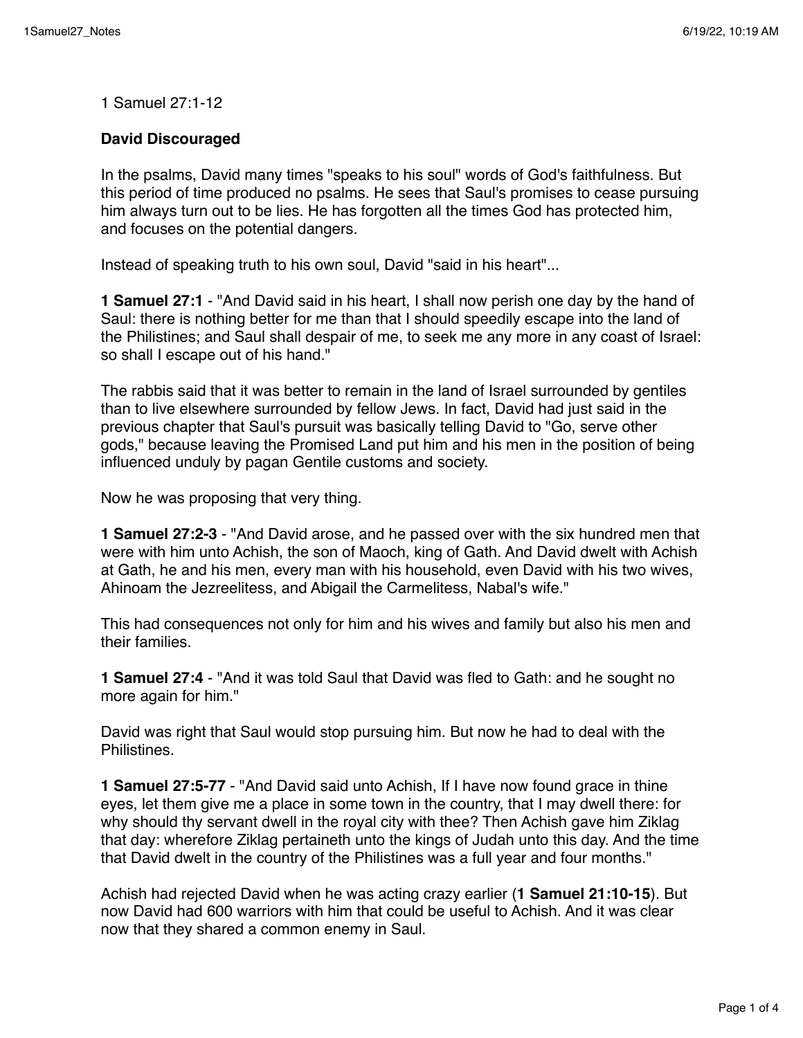1 Samuel 27:1-12

**David Discouraged**

In the psalms, David many times "speaks to his soul" words of God's faithfulness. But this period of time produced no psalms. He sees that Saul's promises to cease pursuing him always turn out to be lies. He has forgotten all the times God has protected him, and focuses on the potential dangers.

Instead of speaking truth to his own soul, David "said in his heart"...

**1 Samuel 27:1** - "And David said in his heart, I shall now perish one day by the hand of Saul: there is nothing better for me than that I should speedily escape into the land of the Philistines; and Saul shall despair of me, to seek me any more in any coast of Israel: so shall I escape out of his hand."

The rabbis said that it was better to remain in the land of Israel surrounded by gentiles than to live elsewhere surrounded by fellow Jews. In fact, David had just said in the previous chapter that Saul's pursuit was basically telling David to "Go, serve other gods," because leaving the Promised Land put him and his men in the position of being influenced unduly by pagan Gentile customs and society.

Now he was proposing that very thing.

**1 Samuel 27:2-3** - "And David arose, and he passed over with the six hundred men that were with him unto Achish, the son of Maoch, king of Gath. And David dwelt with Achish at Gath, he and his men, every man with his household, even David with his two wives, Ahinoam the Jezreelitess, and Abigail the Carmelitess, Nabal's wife."

This had consequences not only for him and his wives and family but also his men and their families.

**1 Samuel 27:4** - "And it was told Saul that David was fled to Gath: and he sought no more again for him."

David was right that Saul would stop pursuing him. But now he had to deal with the Philistines.

**1 Samuel 27:5-77** - "And David said unto Achish, If I have now found grace in thine eyes, let them give me a place in some town in the country, that I may dwell there: for why should thy servant dwell in the royal city with thee? Then Achish gave him Ziklag that day: wherefore Ziklag pertaineth unto the kings of Judah unto this day. And the time that David dwelt in the country of the Philistines was a full year and four months."

Achish had rejected David when he was acting crazy earlier (**1 Samuel 21:10-15**). But now David had 600 warriors with him that could be useful to Achish. And it was clear now that they shared a common enemy in Saul.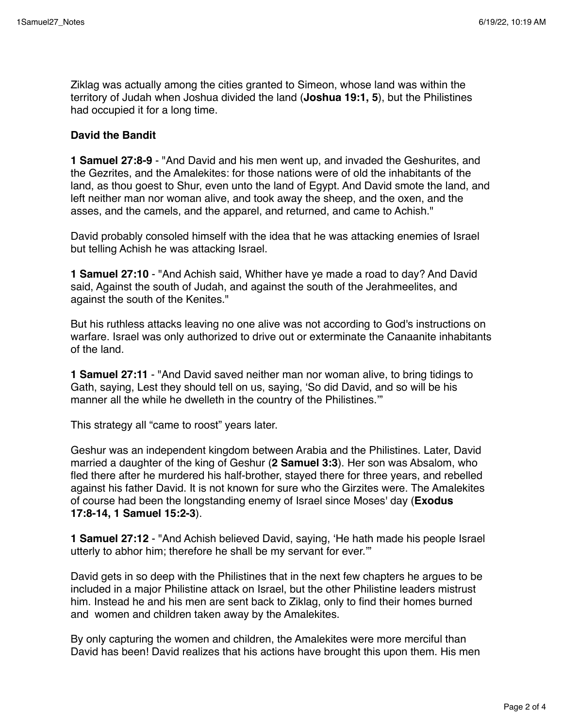Ziklag was actually among the cities granted to Simeon, whose land was within the territory of Judah when Joshua divided the land (**Joshua 19:1, 5**), but the Philistines had occupied it for a long time.

**David the Bandit**

**1 Samuel 27:8-9** - "And David and his men went up, and invaded the Geshurites, and the Gezrites, and the Amalekites: for those nations were of old the inhabitants of the land, as thou goest to Shur, even unto the land of Egypt. And David smote the land, and left neither man nor woman alive, and took away the sheep, and the oxen, and the asses, and the camels, and the apparel, and returned, and came to Achish."

David probably consoled himself with the idea that he was attacking enemies of Israel but telling Achish he was attacking Israel.

**1 Samuel 27:10** - "And Achish said, Whither have ye made a road to day? And David said, Against the south of Judah, and against the south of the Jerahmeelites, and against the south of the Kenites."

But his ruthless attacks leaving no one alive was not according to God's instructions on warfare. Israel was only authorized to drive out or exterminate the Canaanite inhabitants of the land.

**1 Samuel 27:11** - "And David saved neither man nor woman alive, to bring tidings to Gath, saying, Lest they should tell on us, saying, 'So did David, and so will be his manner all the while he dwelleth in the country of the Philistines.'"

This strategy all "came to roost" years later.

Geshur was an independent kingdom between Arabia and the Philistines. Later, David married a daughter of the king of Geshur (**2 Samuel 3:3**). Her son was Absalom, who fled there after he murdered his half-brother, stayed there for three years, and rebelled against his father David. It is not known for sure who the Girzites were. The Amalekites of course had been the longstanding enemy of Israel since Moses' day (**Exodus 17:8-14, 1 Samuel 15:2-3**).

**1 Samuel 27:12** - "And Achish believed David, saying, 'He hath made his people Israel utterly to abhor him; therefore he shall be my servant for ever.'"

David gets in so deep with the Philistines that in the next few chapters he argues to be included in a major Philistine attack on Israel, but the other Philistine leaders mistrust him. Instead he and his men are sent back to Ziklag, only to find their homes burned and women and children taken away by the Amalekites.

By only capturing the women and children, the Amalekites were more merciful than David has been! David realizes that his actions have brought this upon them. His men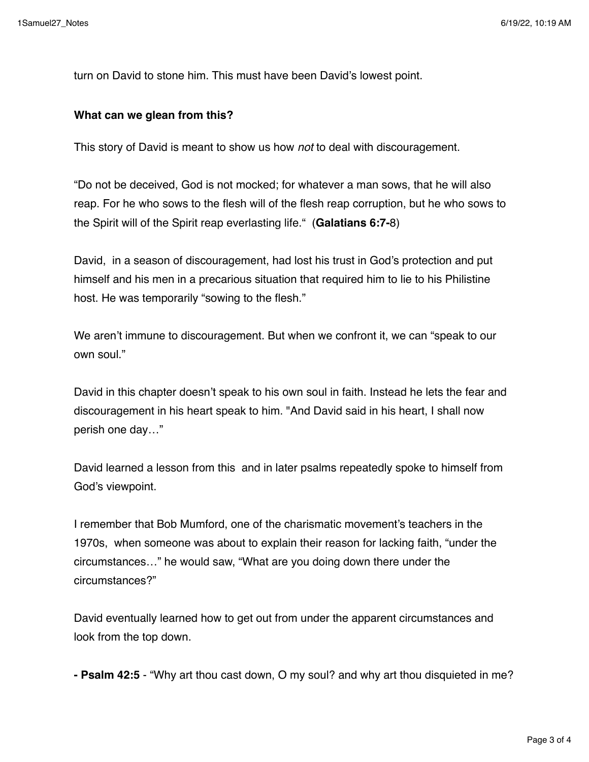turn on David to stone him. This must have been David's lowest point.

**What can we glean from this?**

This story of David is meant to show us how *not* to deal with discouragement.

"Do not be deceived, God is not mocked; for whatever a man sows, that he will also reap. For he who sows to the flesh will of the flesh reap corruption, but he who sows to the Spirit will of the Spirit reap everlasting life." (**Galatians 6:7-**8)

David, in a season of discouragement, had lost his trust in God's protection and put himself and his men in a precarious situation that required him to lie to his Philistine host. He was temporarily "sowing to the flesh."

We aren't immune to discouragement. But when we confront it, we can "speak to our own soul."

David in this chapter doesn't speak to his own soul in faith. Instead he lets the fear and discouragement in his heart speak to him. "And David said in his heart, I shall now perish one day…"

David learned a lesson from this and in later psalms repeatedly spoke to himself from God's viewpoint.

I remember that Bob Mumford, one of the charismatic movement's teachers in the 1970s, when someone was about to explain their reason for lacking faith, "under the circumstances…" he would saw, "What are you doing down there under the circumstances?"

David eventually learned how to get out from under the apparent circumstances and look from the top down.

**- Psalm 42:5** - "Why art thou cast down, O my soul? and why art thou disquieted in me?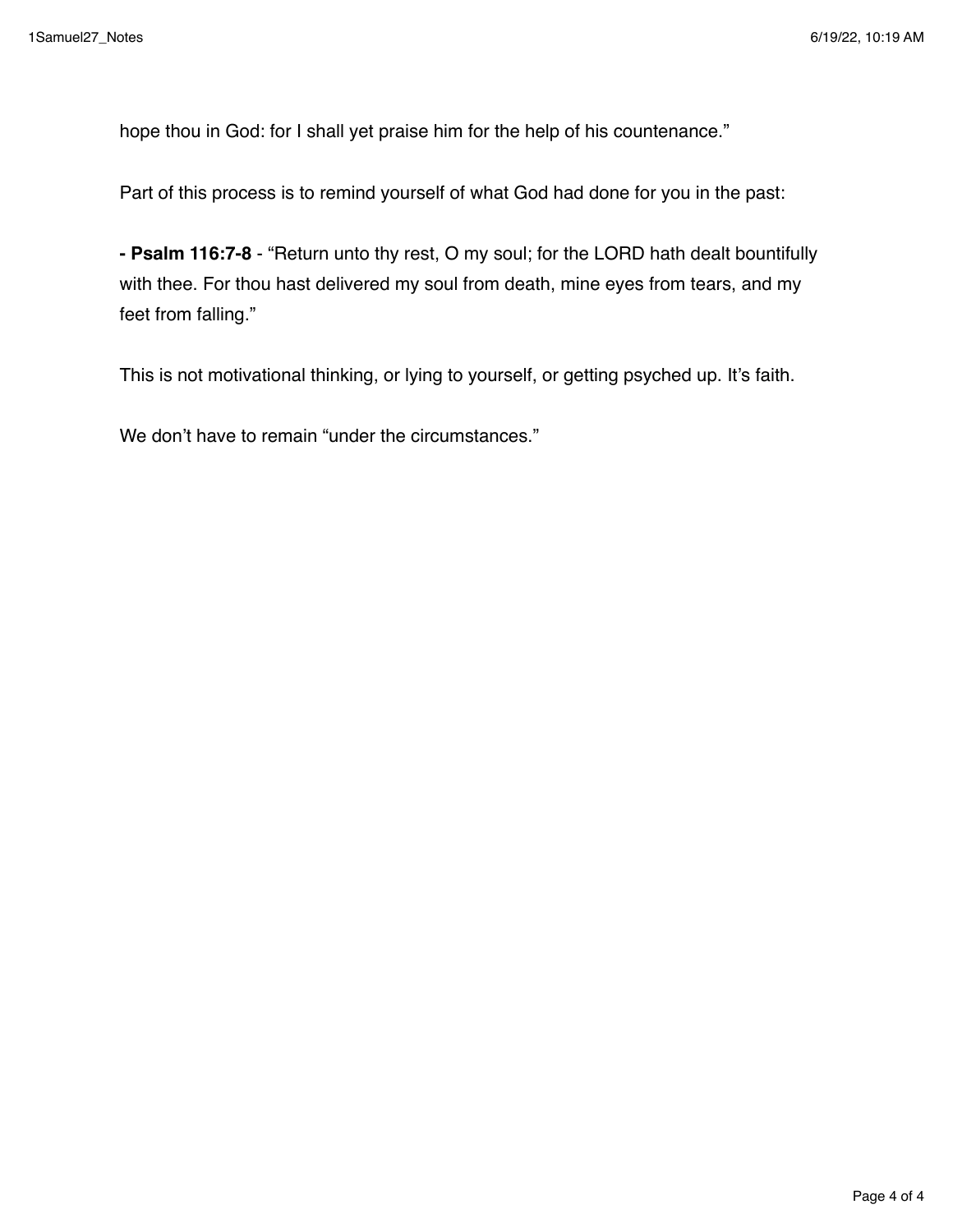hope thou in God: for I shall yet praise him for the help of his countenance."

Part of this process is to remind yourself of what God had done for you in the past:

**- Psalm 116:7-8** - "Return unto thy rest, O my soul; for the LORD hath dealt bountifully with thee. For thou hast delivered my soul from death, mine eyes from tears, and my feet from falling."

This is not motivational thinking, or lying to yourself, or getting psyched up. It's faith.

We don't have to remain "under the circumstances."